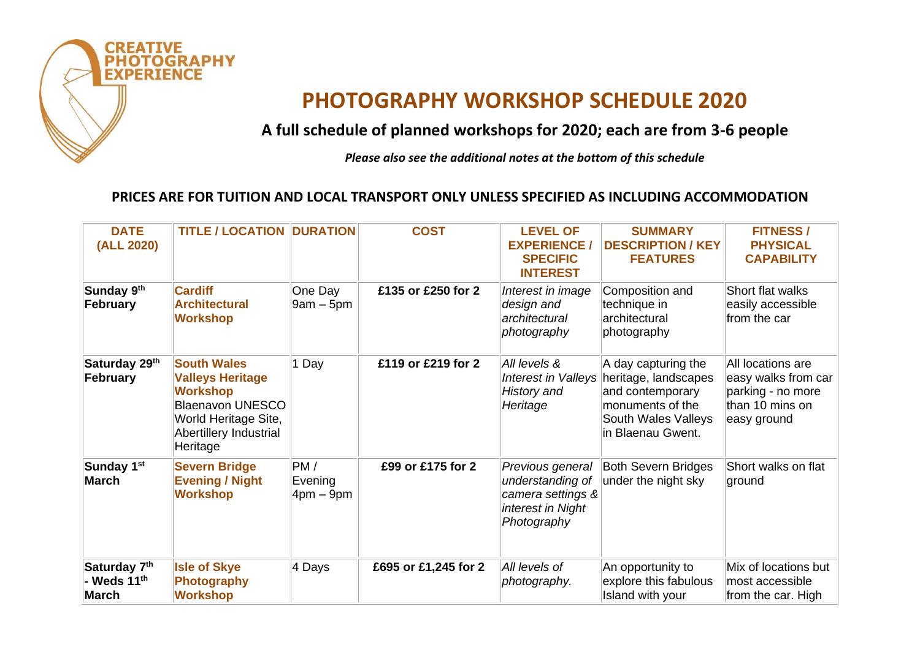CREATIVE PHOTOGRAPHY EXPERIENCE

# PHOTOGRAPHY WORKSHOP SCHEDULE 2020

### A full schedule of planned workshops for 2020; each are from 3-6 people

***Please also see the additional notes at the bottom of this schedule***

**PRICES ARE FOR TUITION AND LOCAL TRANSPORT ONLY UNLESS SPECIFIED AS INCLUDING ACCOMMODATION**

| DATE (ALL 2020) | TITLE / LOCATION | DURATION | COST | LEVEL OF EXPERIENCE / SPECIFIC INTEREST | SUMMARY DESCRIPTION / KEY FEATURES | FITNESS / PHYSICAL CAPABILITY |
|---|---|---|---|---|---|---|
| **Sunday 9th February** | **Cardiff Architectural Workshop** | One Day 9am – 5pm | **£135 or £250 for 2** | *Interest in image design and architectural photography* | Composition and technique in architectural photography | Short flat walks easily accessible from the car |
| **Saturday 29th February** | **South Wales Valleys Heritage Workshop** Blaenavon UNESCO World Heritage Site, Abertillery Industrial Heritage | 1 Day | **£119 or £219 for 2** | *All levels & Interest in Valleys History and Heritage* | A day capturing the heritage, landscapes and contemporary monuments of the South Wales Valleys in Blaenau Gwent. | All locations are easy walks from car parking - no more than 10 mins on easy ground |
| **Sunday 1st March** | **Severn Bridge Evening / Night Workshop** | PM / Evening 4pm – 9pm | **£99 or £175 for 2** | *Previous general understanding of camera settings & interest in Night Photography* | Both Severn Bridges under the night sky | Short walks on flat ground |
| **Saturday 7th - Weds 11th March** | **Isle of Skye Photography Workshop** | 4 Days | **£695 or £1,245 for 2** | *All levels of photography.* | An opportunity to explore this fabulous Island with your | Mix of locations but most accessible from the car. High |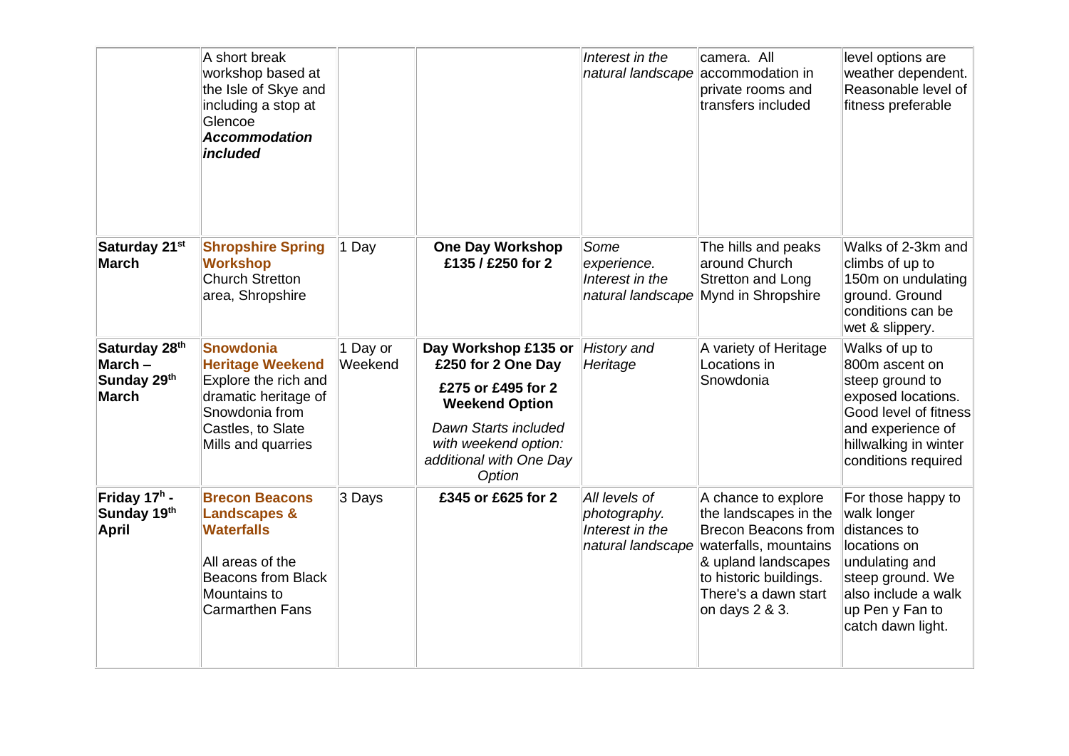|  |  |  |  |  |  |  |
|---|---|---|---|---|---|---|
|  | A short break workshop based at the Isle of Skye and including a stop at Glencoe ***Accommodation included*** |  |  | *Interest in the natural landscape* | camera. All accommodation in private rooms and transfers included | level options are weather dependent. Reasonable level of fitness preferable |
| **Saturday 21st March** | **Shropshire Spring Workshop** Church Stretton area, Shropshire | 1 Day | **One Day Workshop £135 / £250 for 2** | *Some experience. Interest in the natural landscape* | The hills and peaks around Church Stretton and Long Mynd in Shropshire | Walks of 2-3km and climbs of up to 150m on undulating ground. Ground conditions can be wet & slippery. |
| **Saturday 28th March – Sunday 29th March** | **Snowdonia Heritage Weekend** Explore the rich and dramatic heritage of Snowdonia from Castles, to Slate Mills and quarries | 1 Day or Weekend | **Day Workshop £135 or £250 for 2 One Day** **£275 or £495 for 2 Weekend Option** *Dawn Starts included with weekend option: additional with One Day Option* | *History and Heritage* | A variety of Heritage Locations in Snowdonia | Walks of up to 800m ascent on steep ground to exposed locations. Good level of fitness and experience of hillwalking in winter conditions required |
| **Friday 17th - Sunday 19th April** | **Brecon Beacons Landscapes & Waterfalls** All areas of the Beacons from Black Mountains to Carmarthen Fans | 3 Days | **£345 or £625 for 2** | *All levels of photography. Interest in the natural landscape* | A chance to explore the landscapes in the Brecon Beacons from waterfalls, mountains & upland landscapes to historic buildings. There's a dawn start on days 2 & 3. | For those happy to walk longer distances to locations on undulating and steep ground. We also include a walk up Pen y Fan to catch dawn light. |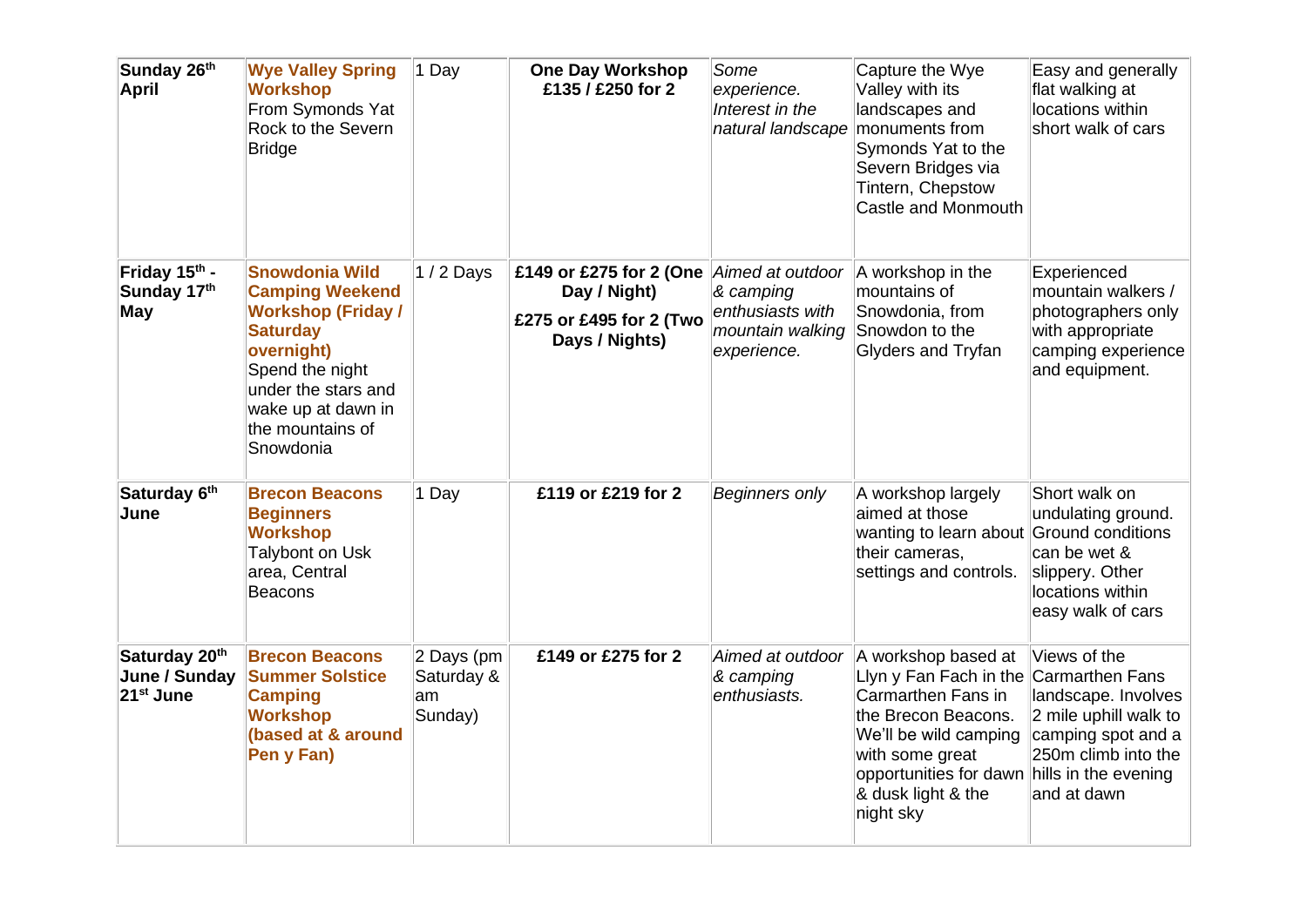| Sunday 26th April | **Wye Valley Spring Workshop** From Symonds Yat Rock to the Severn Bridge | 1 Day | **One Day Workshop £135 / £250 for 2** | *Some experience. Interest in the natural landscape* | Capture the Wye Valley with its landscapes and monuments from Symonds Yat to the Severn Bridges via Tintern, Chepstow Castle and Monmouth | Easy and generally flat walking at locations within short walk of cars |
|---|---|---|---|---|---|---|
| **Friday 15th - Sunday 17th May** | **Snowdonia Wild Camping Weekend Workshop (Friday / Saturday overnight)** Spend the night under the stars and wake up at dawn in the mountains of Snowdonia | 1 / 2 Days | **£149 or £275 for 2 (One Day / Night)** **£275 or £495 for 2 (Two Days / Nights)** | *Aimed at outdoor & camping enthusiasts with mountain walking experience.* | A workshop in the mountains of Snowdonia, from Snowdon to the Glyders and Tryfan | Experienced mountain walkers / photographers only with appropriate camping experience and equipment. |
| **Saturday 6th June** | **Brecon Beacons Beginners Workshop** Talybont on Usk area, Central Beacons | 1 Day | **£119 or £219 for 2** | *Beginners only* | A workshop largely aimed at those wanting to learn about their cameras, settings and controls. | Short walk on undulating ground. Ground conditions can be wet & slippery. Other locations within easy walk of cars |
| **Saturday 20th June / Sunday 21st June** | **Brecon Beacons Summer Solstice Camping Workshop (based at & around Pen y Fan)** | 2 Days (pm Saturday & am Sunday) | **£149 or £275 for 2** | *Aimed at outdoor & camping enthusiasts.* | A workshop based at Llyn y Fan Fach in the Carmarthen Fans in the Brecon Beacons. We'll be wild camping with some great opportunities for dawn & dusk light & the night sky | Views of the Carmarthen Fans landscape. Involves 2 mile uphill walk to camping spot and a 250m climb into the hills in the evening and at dawn |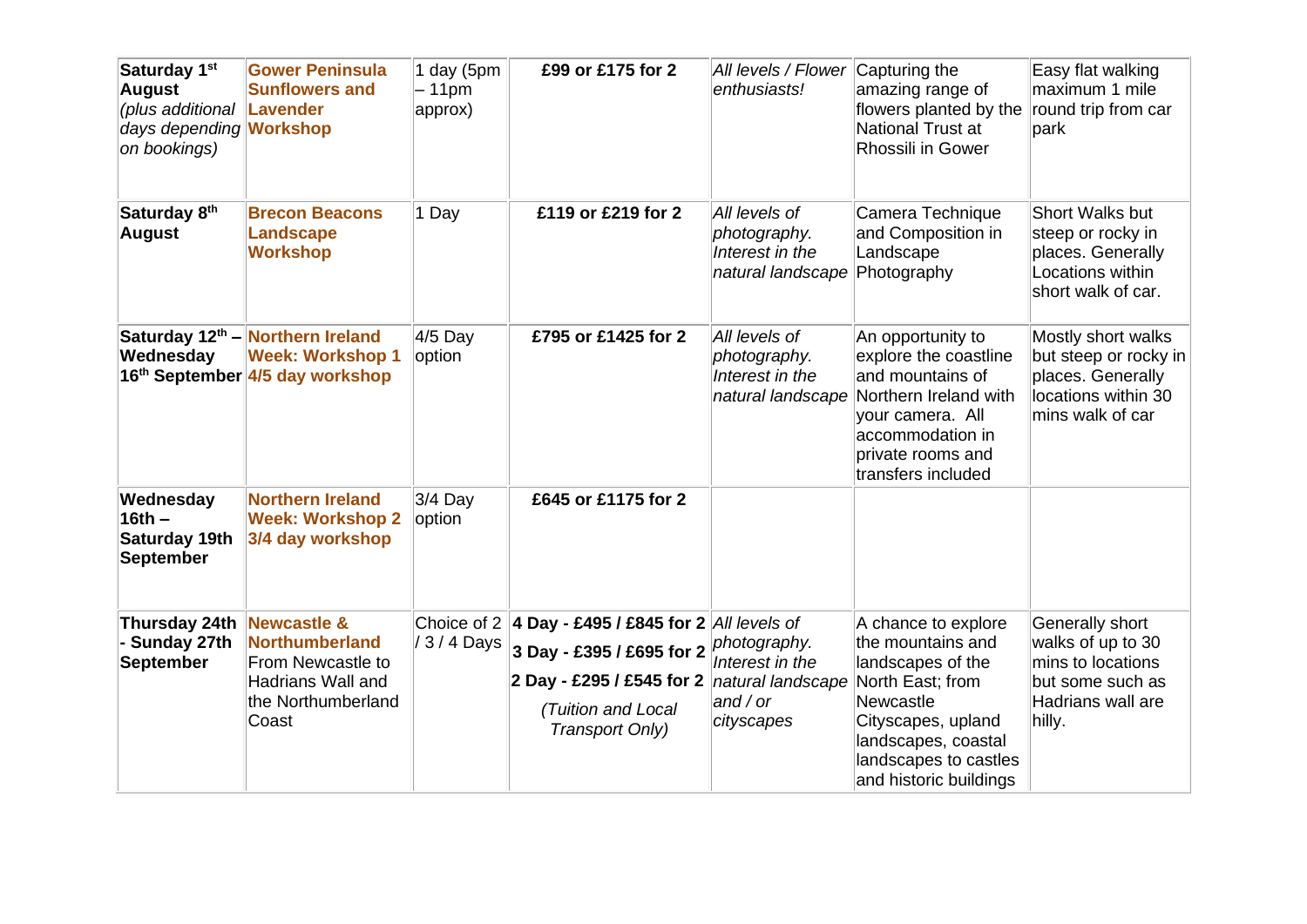| Saturday 1st August *(plus additional days depending on bookings)* | **Gower Peninsula Sunflowers and Lavender Workshop** | 1 day (5pm – 11pm approx) | **£99 or £175 for 2** | *All levels / Flower enthusiasts!* | Capturing the amazing range of flowers planted by the National Trust at Rhossili in Gower | Easy flat walking maximum 1 mile round trip from car park |
|---|---|---|---|---|---|---|
| **Saturday 8th August** | **Brecon Beacons Landscape Workshop** | 1 Day | **£119 or £219 for 2** | *All levels of photography. Interest in the natural landscape* | Camera Technique and Composition in Landscape Photography | Short Walks but steep or rocky in places. Generally Locations within short walk of car. |
| **Saturday 12th – Wednesday 16th September** | **Northern Ireland Week: Workshop 1 4/5 day workshop** | 4/5 Day option | **£795 or £1425 for 2** | *All levels of photography. Interest in the natural landscape* | An opportunity to explore the coastline and mountains of Northern Ireland with your camera. All accommodation in private rooms and transfers included | Mostly short walks but steep or rocky in places. Generally locations within 30 mins walk of car |
| **Wednesday 16th – Saturday 19th September** | **Northern Ireland Week: Workshop 2 3/4 day workshop** | 3/4 Day option | **£645 or £1175 for 2** | | | |
| **Thursday 24th - Sunday 27th September** | **Newcastle & Northumberland** From Newcastle to Hadrians Wall and the Northumberland Coast | Choice of 2 / 3 / 4 Days | **4 Day - £495 / £845 for 2** **3 Day - £395 / £695 for 2** **2 Day - £295 / £545 for 2** *(Tuition and Local Transport Only)* | *All levels of photography. Interest in the natural landscape and / or cityscapes* | A chance to explore the mountains and landscapes of the North East; from Newcastle Cityscapes, upland landscapes, coastal landscapes to castles and historic buildings | Generally short walks of up to 30 mins to locations but some such as Hadrians wall are hilly. |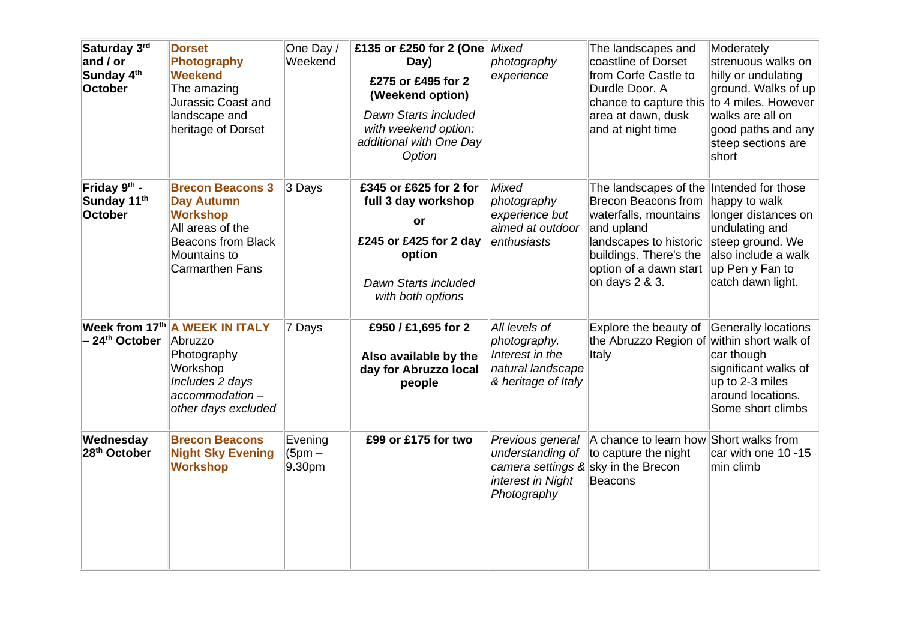| | | | | | | |
|---|---|---|---|---|---|---|
| **Saturday 3rd and / or Sunday 4th October** | **Dorset Photography Weekend** The amazing Jurassic Coast and landscape and heritage of Dorset | One Day / Weekend | **£135 or £250 for 2 (One Day)** **£275 or £495 for 2 (Weekend option)** *Dawn Starts included with weekend option: additional with One Day Option* | *Mixed photography experience* | The landscapes and coastline of Dorset from Corfe Castle to Durdle Door. A chance to capture this area at dawn, dusk and at night time | Moderately strenuous walks on hilly or undulating ground. Walks of up to 4 miles. However walks are all on good paths and any steep sections are short |
| **Friday 9th - Sunday 11th October** | **Brecon Beacons 3 Day Autumn Workshop** All areas of the Beacons from Black Mountains to Carmarthen Fans | 3 Days | **£345 or £625 for 2 for full 3 day workshop** **or** **£245 or £425 for 2 day option** *Dawn Starts included with both options* | *Mixed photography experience but aimed at outdoor enthusiasts* | The landscapes of the Brecon Beacons from waterfalls, mountains and upland landscapes to historic buildings. There's the option of a dawn start on days 2 & 3. | Intended for those happy to walk longer distances on undulating and steep ground. We also include a walk up Pen y Fan to catch dawn light. |
| **Week from 17th – 24th October** | **A WEEK IN ITALY** Abruzzo Photography Workshop *Includes 2 days accommodation – other days excluded* | 7 Days | **£950 / £1,695 for 2** **Also available by the day for Abruzzo local people** | *All levels of photography. Interest in the natural landscape & heritage of Italy* | Explore the beauty of the Abruzzo Region of Italy | Generally locations within short walk of car though significant walks of up to 2-3 miles around locations. Some short climbs |
| **Wednesday 28th October** | **Brecon Beacons Night Sky Evening Workshop** | Evening (5pm – 9.30pm | **£99 or £175 for two** | *Previous general understanding of camera settings & interest in Night Photography* | A chance to learn how to capture the night sky in the Brecon Beacons | Short walks from car with one 10 -15 min climb |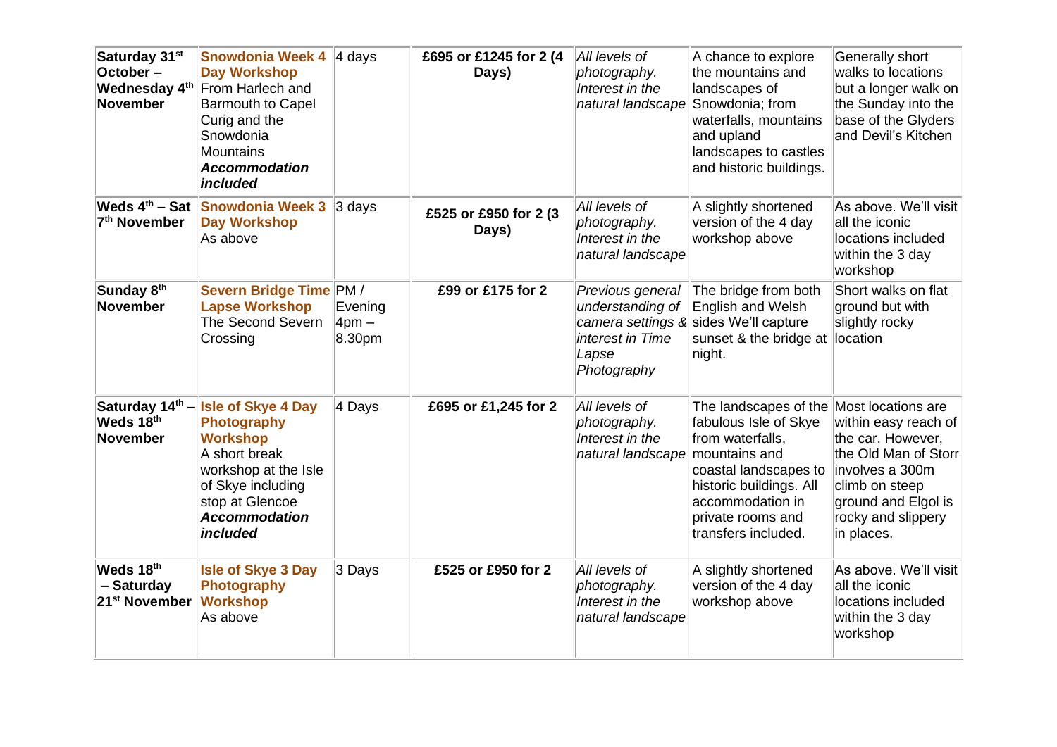| **Saturday 31st October – Wednesday 4th November** | **Snowdonia Week 4 Day Workshop** From Harlech and Barmouth to Capel Curig and the Snowdonia Mountains ***Accommodation included*** | 4 days | **£695 or £1245 for 2 (4 Days)** | *All levels of photography. Interest in the natural landscape* | A chance to explore the mountains and landscapes of Snowdonia; from waterfalls, mountains and upland landscapes to castles and historic buildings. | Generally short walks to locations but a longer walk on the Sunday into the base of the Glyders and Devil's Kitchen |
|---|---|---|---|---|---|---|
| **Weds 4th – Sat 7th November** | **Snowdonia Week 3 Day Workshop** As above | 3 days | **£525 or £950 for 2 (3 Days)** | *All levels of photography. Interest in the natural landscape* | A slightly shortened version of the 4 day workshop above | As above. We'll visit all the iconic locations included within the 3 day workshop |
| **Sunday 8th November** | **Severn Bridge Time Lapse Workshop** The Second Severn Crossing | PM / Evening 4pm – 8.30pm | **£99 or £175 for 2** | *Previous general understanding of camera settings & interest in Time Lapse Photography* | The bridge from both English and Welsh sides We'll capture sunset & the bridge at night. | Short walks on flat ground but with slightly rocky location |
| **Saturday 14th – Weds 18th November** | **Isle of Skye 4 Day Photography Workshop** A short break workshop at the Isle of Skye including stop at Glencoe ***Accommodation included*** | 4 Days | **£695 or £1,245 for 2** | *All levels of photography. Interest in the natural landscape* | The landscapes of the fabulous Isle of Skye from waterfalls, mountains and coastal landscapes to historic buildings. All accommodation in private rooms and transfers included. | Most locations are within easy reach of the car. However, the Old Man of Storr involves a 300m climb on steep ground and Elgol is rocky and slippery in places. |
| **Weds 18th – Saturday 21st November** | **Isle of Skye 3 Day Photography Workshop** As above | 3 Days | **£525 or £950 for 2** | *All levels of photography. Interest in the natural landscape* | A slightly shortened version of the 4 day workshop above | As above. We'll visit all the iconic locations included within the 3 day workshop |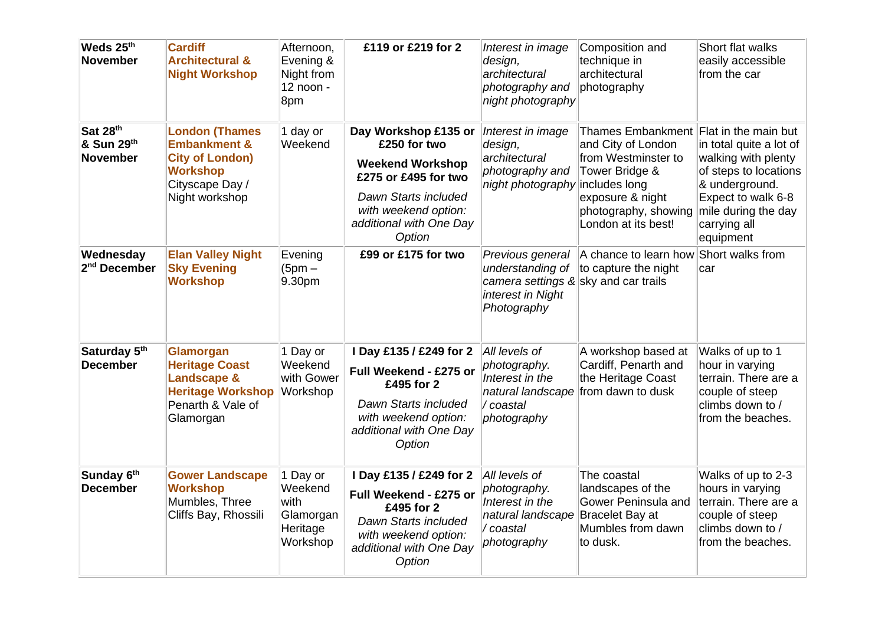| Weds 25th November | **Cardiff Architectural & Night Workshop** | Afternoon, Evening & Night from 12 noon - 8pm | **£119 or £219 for 2** | *Interest in image design, architectural photography and night photography* | Composition and technique in architectural photography | Short flat walks easily accessible from the car |
|---|---|---|---|---|---|---|
| Sat 28th & Sun 29th November | **London (Thames Embankment & City of London) Workshop** Cityscape Day / Night workshop | 1 day or Weekend | **Day Workshop £135 or £250 for two** **Weekend Workshop £275 or £495 for two** *Dawn Starts included with weekend option: additional with One Day Option* | *Interest in image design, architectural photography and night photography* | Thames Embankment and City of London from Westminster to Tower Bridge & includes long exposure & night photography, showing London at its best! | Flat in the main but in total quite a lot of walking with plenty of steps to locations & underground. Expect to walk 6-8 mile during the day carrying all equipment |
| Wednesday 2nd December | **Elan Valley Night Sky Evening Workshop** | Evening (5pm – 9.30pm | **£99 or £175 for two** | *Previous general understanding of camera settings & interest in Night Photography* | A chance to learn how to capture the night sky and car trails | Short walks from car |
| Saturday 5th December | **Glamorgan Heritage Coast Landscape & Heritage Workshop** Penarth & Vale of Glamorgan | 1 Day or Weekend with Gower Workshop | **I Day £135 / £249 for 2** **Full Weekend - £275 or £495 for 2** *Dawn Starts included with weekend option: additional with One Day Option* | *All levels of photography. Interest in the natural landscape / coastal photography* | A workshop based at Cardiff, Penarth and the Heritage Coast from dawn to dusk | Walks of up to 1 hour in varying terrain. There are a couple of steep climbs down to / from the beaches. |
| Sunday 6th December | **Gower Landscape Workshop** Mumbles, Three Cliffs Bay, Rhossili | 1 Day or Weekend with Glamorgan Heritage Workshop | **I Day £135 / £249 for 2** **Full Weekend - £275 or £495 for 2** *Dawn Starts included with weekend option: additional with One Day Option* | *All levels of photography. Interest in the natural landscape / coastal photography* | The coastal landscapes of the Gower Peninsula and Bracelet Bay at Mumbles from dawn to dusk. | Walks of up to 2-3 hours in varying terrain. There are a couple of steep climbs down to / from the beaches. |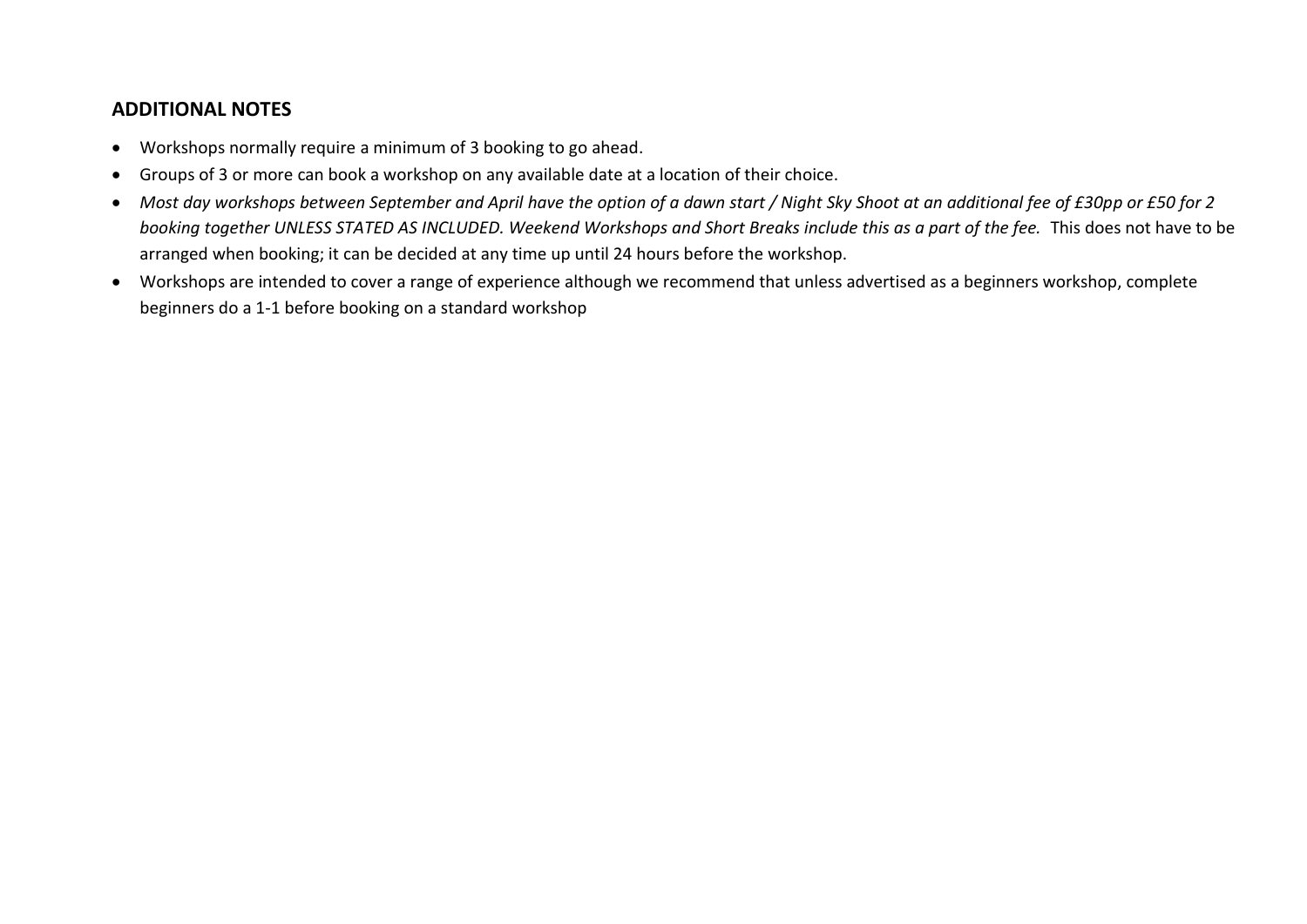## ADDITIONAL NOTES

- Workshops normally require a minimum of 3 booking to go ahead.
- Groups of 3 or more can book a workshop on any available date at a location of their choice.
- *Most day workshops between September and April have the option of a dawn start / Night Sky Shoot at an additional fee of £30pp or £50 for 2 booking together UNLESS STATED AS INCLUDED. Weekend Workshops and Short Breaks include this as a part of the fee.* This does not have to be arranged when booking; it can be decided at any time up until 24 hours before the workshop.
- Workshops are intended to cover a range of experience although we recommend that unless advertised as a beginners workshop, complete beginners do a 1-1 before booking on a standard workshop